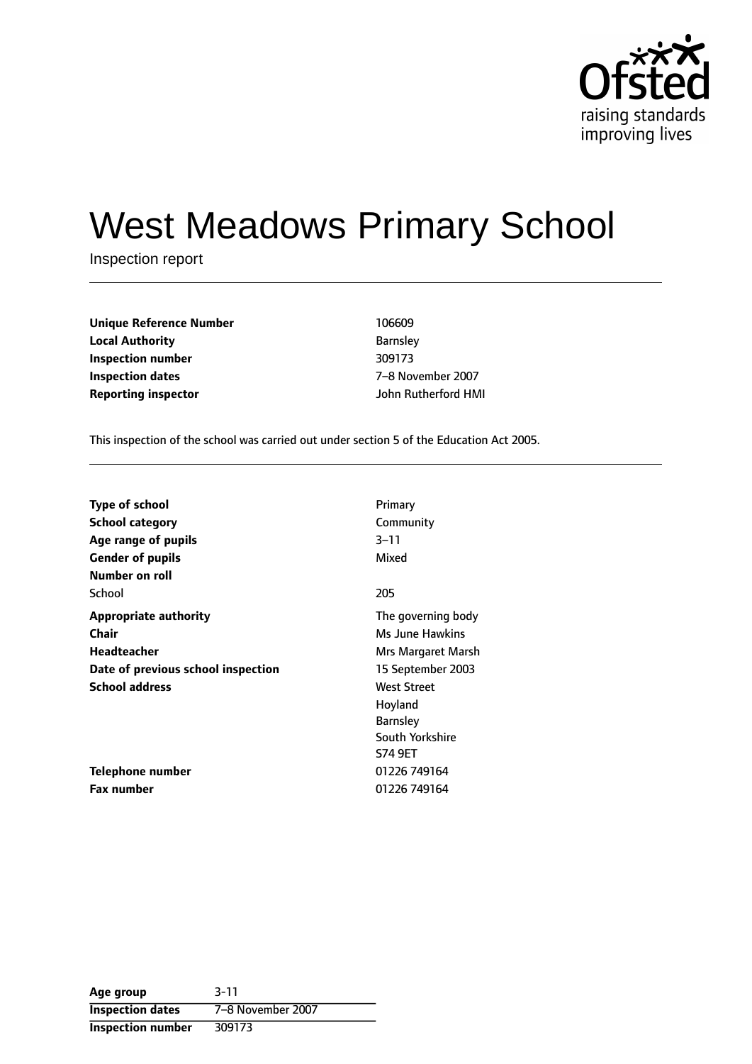# West Meadows Primary School

Inspection report

| | |
|---|---|
| **Unique Reference Number** | 106609 |
| **Local Authority** | Barnsley |
| **Inspection number** | 309173 |
| **Inspection dates** | 7–8 November 2007 |
| **Reporting inspector** | John Rutherford HMI |

This inspection of the school was carried out under section 5 of the Education Act 2005.

| | |
|---|---|
| **Type of school** | Primary |
| **School category** | Community |
| **Age range of pupils** | 3–11 |
| **Gender of pupils** | Mixed |
| **Number on roll** | |
| School | 205 |
| **Appropriate authority** | The governing body |
| **Chair** | Ms June Hawkins |
| **Headteacher** | Mrs Margaret Marsh |
| **Date of previous school inspection** | 15 September 2003 |
| **School address** | West Street<br>Hoyland<br>Barnsley<br>South Yorkshire<br>S74 9ET |
| **Telephone number** | 01226 749164 |
| **Fax number** | 01226 749164 |

| | |
|---|---|
| **Age group** | 3-11 |
| **Inspection dates** | 7–8 November 2007 |
| **Inspection number** | 309173 |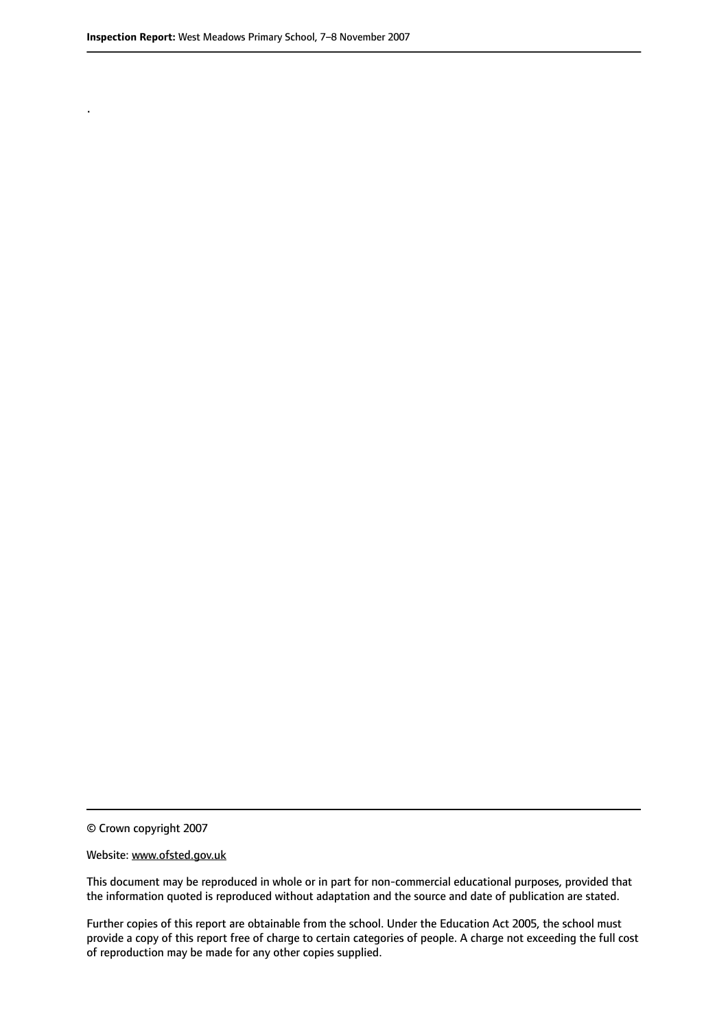.

© Crown copyright 2007

Website: www.ofsted.gov.uk

This document may be reproduced in whole or in part for non-commercial educational purposes, provided that the information quoted is reproduced without adaptation and the source and date of publication are stated.

Further copies of this report are obtainable from the school. Under the Education Act 2005, the school must provide a copy of this report free of charge to certain categories of people. A charge not exceeding the full cost of reproduction may be made for any other copies supplied.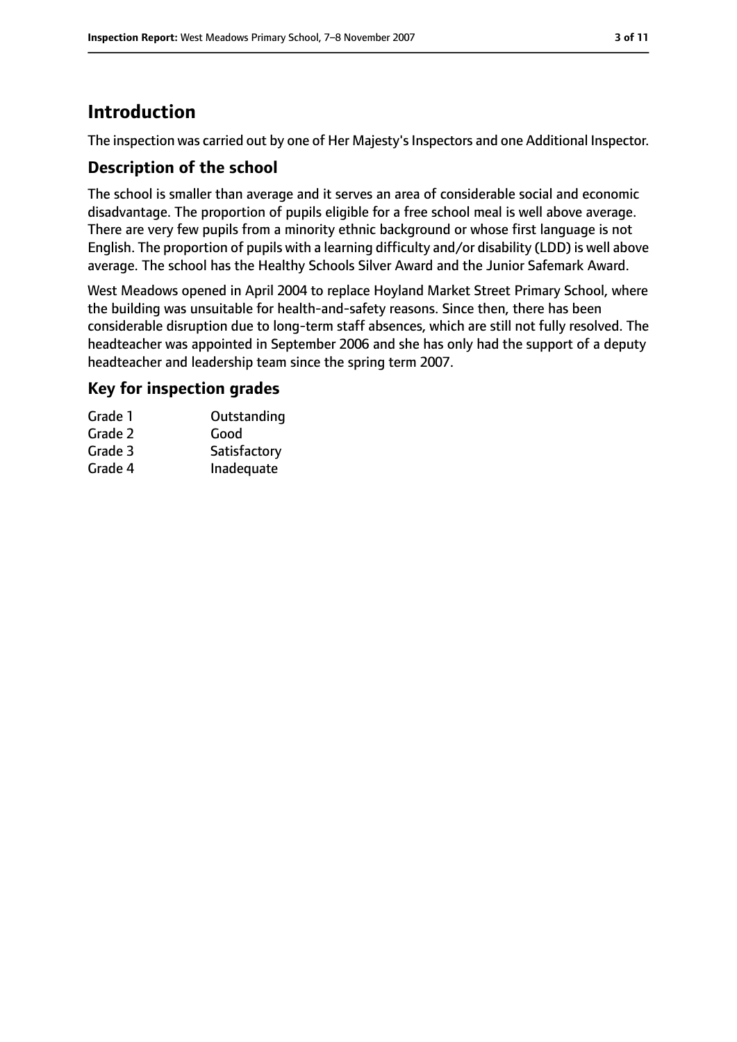# Introduction

The inspection was carried out by one of Her Majesty's Inspectors and one Additional Inspector.

## Description of the school

The school is smaller than average and it serves an area of considerable social and economic disadvantage. The proportion of pupils eligible for a free school meal is well above average. There are very few pupils from a minority ethnic background or whose first language is not English. The proportion of pupils with a learning difficulty and/or disability (LDD) is well above average. The school has the Healthy Schools Silver Award and the Junior Safemark Award.

West Meadows opened in April 2004 to replace Hoyland Market Street Primary School, where the building was unsuitable for health-and-safety reasons. Since then, there has been considerable disruption due to long-term staff absences, which are still not fully resolved. The headteacher was appointed in September 2006 and she has only had the support of a deputy headteacher and leadership team since the spring term 2007.

## Key for inspection grades

| | |
|---|---|
| Grade 1 | Outstanding |
| Grade 2 | Good |
| Grade 3 | Satisfactory |
| Grade 4 | Inadequate |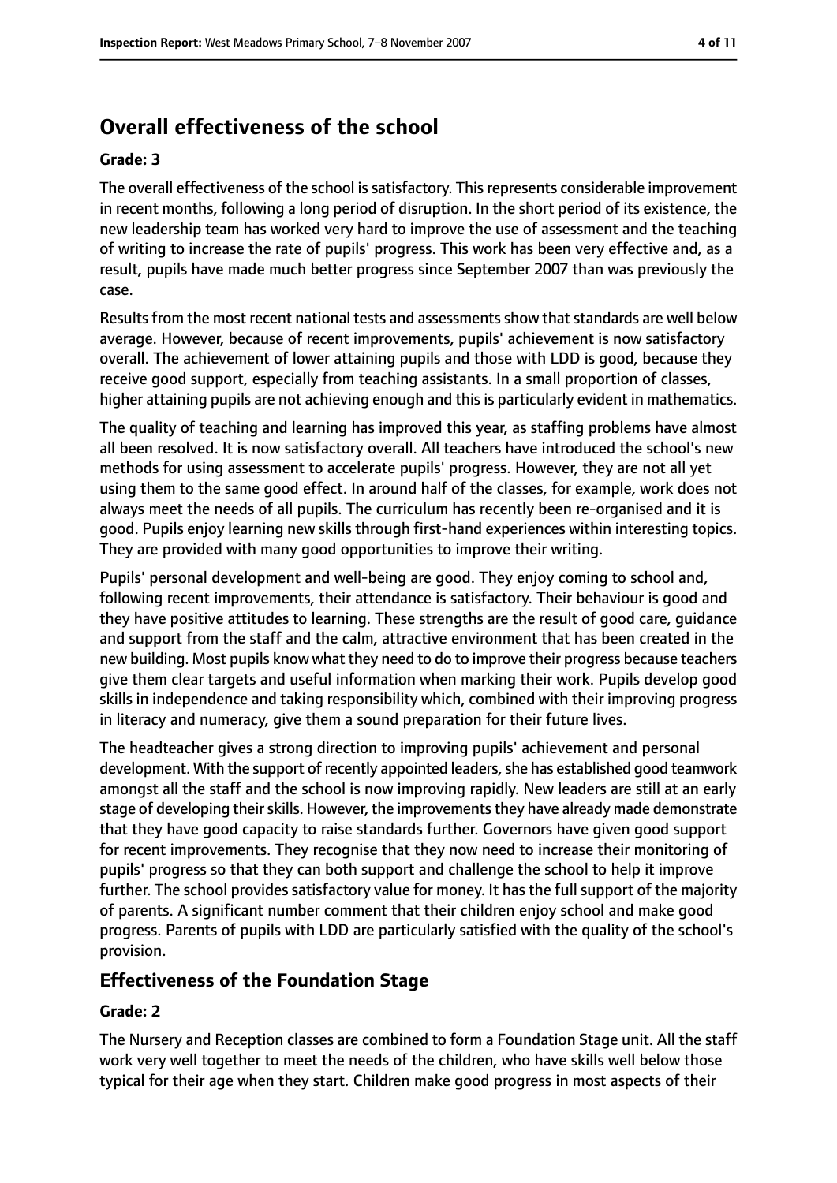## Overall effectiveness of the school

### Grade: 3

The overall effectiveness of the school is satisfactory. This represents considerable improvement in recent months, following a long period of disruption. In the short period of its existence, the new leadership team has worked very hard to improve the use of assessment and the teaching of writing to increase the rate of pupils' progress. This work has been very effective and, as a result, pupils have made much better progress since September 2007 than was previously the case.

Results from the most recent national tests and assessments show that standards are well below average. However, because of recent improvements, pupils' achievement is now satisfactory overall. The achievement of lower attaining pupils and those with LDD is good, because they receive good support, especially from teaching assistants. In a small proportion of classes, higher attaining pupils are not achieving enough and this is particularly evident in mathematics.

The quality of teaching and learning has improved this year, as staffing problems have almost all been resolved. It is now satisfactory overall. All teachers have introduced the school's new methods for using assessment to accelerate pupils' progress. However, they are not all yet using them to the same good effect. In around half of the classes, for example, work does not always meet the needs of all pupils. The curriculum has recently been re-organised and it is good. Pupils enjoy learning new skills through first-hand experiences within interesting topics. They are provided with many good opportunities to improve their writing.

Pupils' personal development and well-being are good. They enjoy coming to school and, following recent improvements, their attendance is satisfactory. Their behaviour is good and they have positive attitudes to learning. These strengths are the result of good care, guidance and support from the staff and the calm, attractive environment that has been created in the new building. Most pupils know what they need to do to improve their progress because teachers give them clear targets and useful information when marking their work. Pupils develop good skills in independence and taking responsibility which, combined with their improving progress in literacy and numeracy, give them a sound preparation for their future lives.

The headteacher gives a strong direction to improving pupils' achievement and personal development. With the support of recently appointed leaders, she has established good teamwork amongst all the staff and the school is now improving rapidly. New leaders are still at an early stage of developing their skills. However, the improvements they have already made demonstrate that they have good capacity to raise standards further. Governors have given good support for recent improvements. They recognise that they now need to increase their monitoring of pupils' progress so that they can both support and challenge the school to help it improve further. The school provides satisfactory value for money. It has the full support of the majority of parents. A significant number comment that their children enjoy school and make good progress. Parents of pupils with LDD are particularly satisfied with the quality of the school's provision.

## Effectiveness of the Foundation Stage

### Grade: 2

The Nursery and Reception classes are combined to form a Foundation Stage unit. All the staff work very well together to meet the needs of the children, who have skills well below those typical for their age when they start. Children make good progress in most aspects of their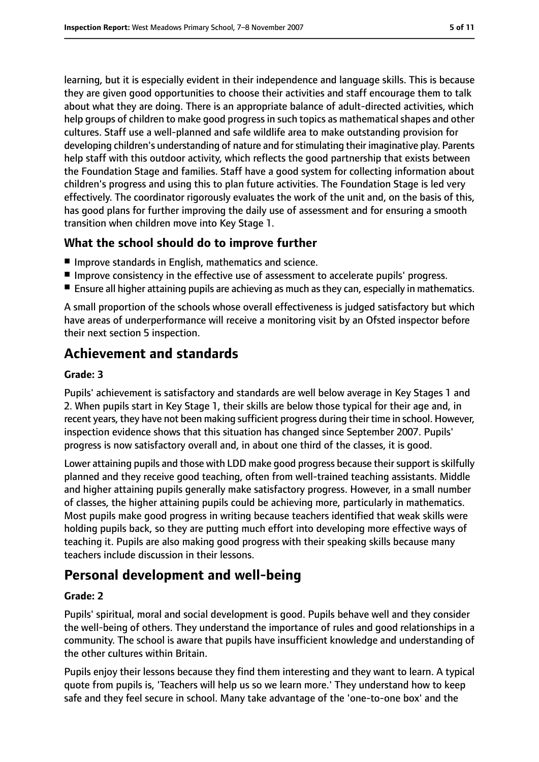learning, but it is especially evident in their independence and language skills. This is because they are given good opportunities to choose their activities and staff encourage them to talk about what they are doing. There is an appropriate balance of adult-directed activities, which help groups of children to make good progress in such topics as mathematical shapes and other cultures. Staff use a well-planned and safe wildlife area to make outstanding provision for developing children's understanding of nature and for stimulating their imaginative play. Parents help staff with this outdoor activity, which reflects the good partnership that exists between the Foundation Stage and families. Staff have a good system for collecting information about children's progress and using this to plan future activities. The Foundation Stage is led very effectively. The coordinator rigorously evaluates the work of the unit and, on the basis of this, has good plans for further improving the daily use of assessment and for ensuring a smooth transition when children move into Key Stage 1.

### What the school should do to improve further

- Improve standards in English, mathematics and science.
- Improve consistency in the effective use of assessment to accelerate pupils' progress.
- Ensure all higher attaining pupils are achieving as much as they can, especially in mathematics.

A small proportion of the schools whose overall effectiveness is judged satisfactory but which have areas of underperformance will receive a monitoring visit by an Ofsted inspector before their next section 5 inspection.

## Achievement and standards

#### Grade: 3

Pupils' achievement is satisfactory and standards are well below average in Key Stages 1 and 2. When pupils start in Key Stage 1, their skills are below those typical for their age and, in recent years, they have not been making sufficient progress during their time in school. However, inspection evidence shows that this situation has changed since September 2007. Pupils' progress is now satisfactory overall and, in about one third of the classes, it is good.

Lower attaining pupils and those with LDD make good progress because their support is skilfully planned and they receive good teaching, often from well-trained teaching assistants. Middle and higher attaining pupils generally make satisfactory progress. However, in a small number of classes, the higher attaining pupils could be achieving more, particularly in mathematics. Most pupils make good progress in writing because teachers identified that weak skills were holding pupils back, so they are putting much effort into developing more effective ways of teaching it. Pupils are also making good progress with their speaking skills because many teachers include discussion in their lessons.

## Personal development and well-being

#### Grade: 2

Pupils' spiritual, moral and social development is good. Pupils behave well and they consider the well-being of others. They understand the importance of rules and good relationships in a community. The school is aware that pupils have insufficient knowledge and understanding of the other cultures within Britain.

Pupils enjoy their lessons because they find them interesting and they want to learn. A typical quote from pupils is, 'Teachers will help us so we learn more.' They understand how to keep safe and they feel secure in school. Many take advantage of the 'one-to-one box' and the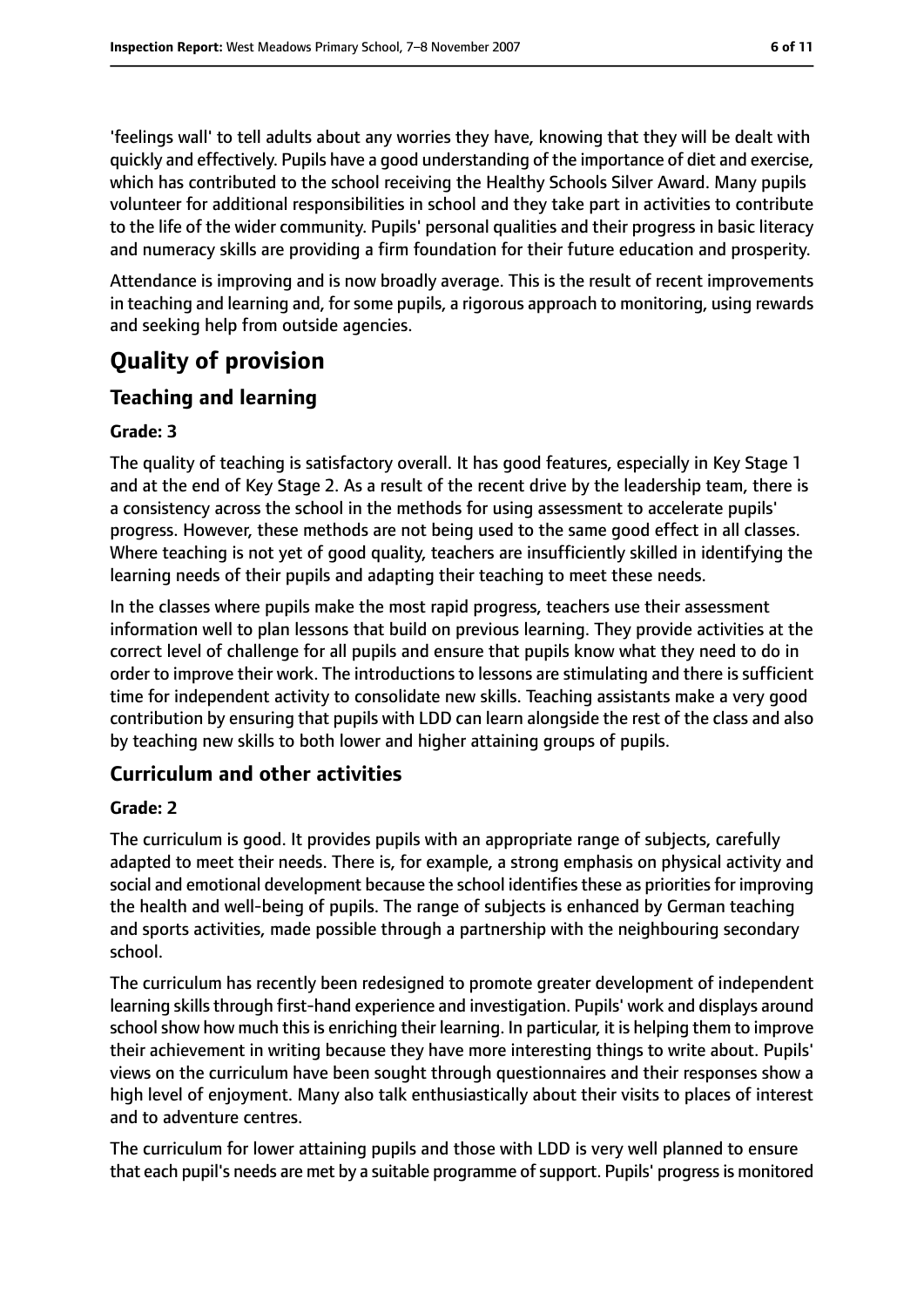'feelings wall' to tell adults about any worries they have, knowing that they will be dealt with quickly and effectively. Pupils have a good understanding of the importance of diet and exercise, which has contributed to the school receiving the Healthy Schools Silver Award. Many pupils volunteer for additional responsibilities in school and they take part in activities to contribute to the life of the wider community. Pupils' personal qualities and their progress in basic literacy and numeracy skills are providing a firm foundation for their future education and prosperity.

Attendance is improving and is now broadly average. This is the result of recent improvements in teaching and learning and, for some pupils, a rigorous approach to monitoring, using rewards and seeking help from outside agencies.

# Quality of provision

## Teaching and learning

### Grade: 3

The quality of teaching is satisfactory overall. It has good features, especially in Key Stage 1 and at the end of Key Stage 2. As a result of the recent drive by the leadership team, there is a consistency across the school in the methods for using assessment to accelerate pupils' progress. However, these methods are not being used to the same good effect in all classes. Where teaching is not yet of good quality, teachers are insufficiently skilled in identifying the learning needs of their pupils and adapting their teaching to meet these needs.

In the classes where pupils make the most rapid progress, teachers use their assessment information well to plan lessons that build on previous learning. They provide activities at the correct level of challenge for all pupils and ensure that pupils know what they need to do in order to improve their work. The introductions to lessons are stimulating and there is sufficient time for independent activity to consolidate new skills. Teaching assistants make a very good contribution by ensuring that pupils with LDD can learn alongside the rest of the class and also by teaching new skills to both lower and higher attaining groups of pupils.

## Curriculum and other activities

### Grade: 2

The curriculum is good. It provides pupils with an appropriate range of subjects, carefully adapted to meet their needs. There is, for example, a strong emphasis on physical activity and social and emotional development because the school identifies these as priorities for improving the health and well-being of pupils. The range of subjects is enhanced by German teaching and sports activities, made possible through a partnership with the neighbouring secondary school.

The curriculum has recently been redesigned to promote greater development of independent learning skills through first-hand experience and investigation. Pupils' work and displays around school show how much this is enriching their learning. In particular, it is helping them to improve their achievement in writing because they have more interesting things to write about. Pupils' views on the curriculum have been sought through questionnaires and their responses show a high level of enjoyment. Many also talk enthusiastically about their visits to places of interest and to adventure centres.

The curriculum for lower attaining pupils and those with LDD is very well planned to ensure that each pupil's needs are met by a suitable programme of support. Pupils' progress is monitored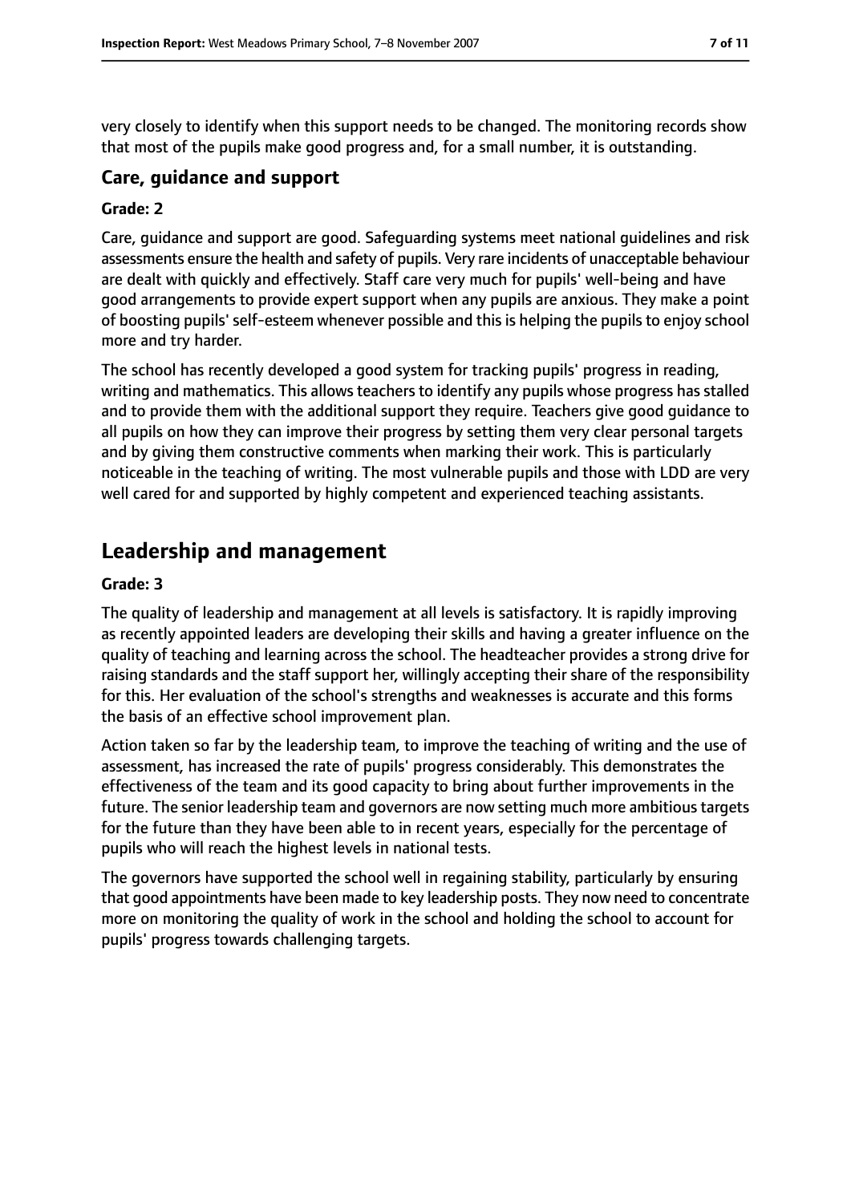very closely to identify when this support needs to be changed. The monitoring records show that most of the pupils make good progress and, for a small number, it is outstanding.

### Care, guidance and support

#### Grade: 2

Care, guidance and support are good. Safeguarding systems meet national guidelines and risk assessments ensure the health and safety of pupils. Very rare incidents of unacceptable behaviour are dealt with quickly and effectively. Staff care very much for pupils' well-being and have good arrangements to provide expert support when any pupils are anxious. They make a point of boosting pupils' self-esteem whenever possible and this is helping the pupils to enjoy school more and try harder.

The school has recently developed a good system for tracking pupils' progress in reading, writing and mathematics. This allows teachers to identify any pupils whose progress has stalled and to provide them with the additional support they require. Teachers give good guidance to all pupils on how they can improve their progress by setting them very clear personal targets and by giving them constructive comments when marking their work. This is particularly noticeable in the teaching of writing. The most vulnerable pupils and those with LDD are very well cared for and supported by highly competent and experienced teaching assistants.

## Leadership and management

#### Grade: 3

The quality of leadership and management at all levels is satisfactory. It is rapidly improving as recently appointed leaders are developing their skills and having a greater influence on the quality of teaching and learning across the school. The headteacher provides a strong drive for raising standards and the staff support her, willingly accepting their share of the responsibility for this. Her evaluation of the school's strengths and weaknesses is accurate and this forms the basis of an effective school improvement plan.

Action taken so far by the leadership team, to improve the teaching of writing and the use of assessment, has increased the rate of pupils' progress considerably. This demonstrates the effectiveness of the team and its good capacity to bring about further improvements in the future. The senior leadership team and governors are now setting much more ambitious targets for the future than they have been able to in recent years, especially for the percentage of pupils who will reach the highest levels in national tests.

The governors have supported the school well in regaining stability, particularly by ensuring that good appointments have been made to key leadership posts. They now need to concentrate more on monitoring the quality of work in the school and holding the school to account for pupils' progress towards challenging targets.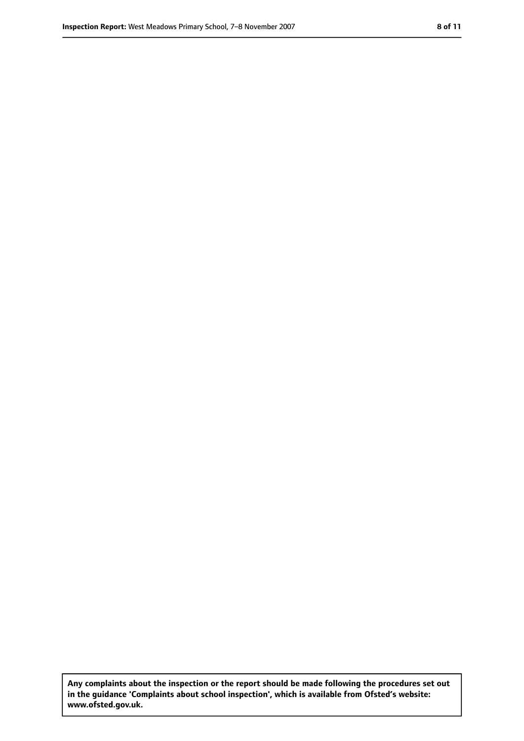**Any complaints about the inspection or the report should be made following the procedures set out in the guidance 'Complaints about school inspection', which is available from Ofsted's website: www.ofsted.gov.uk.**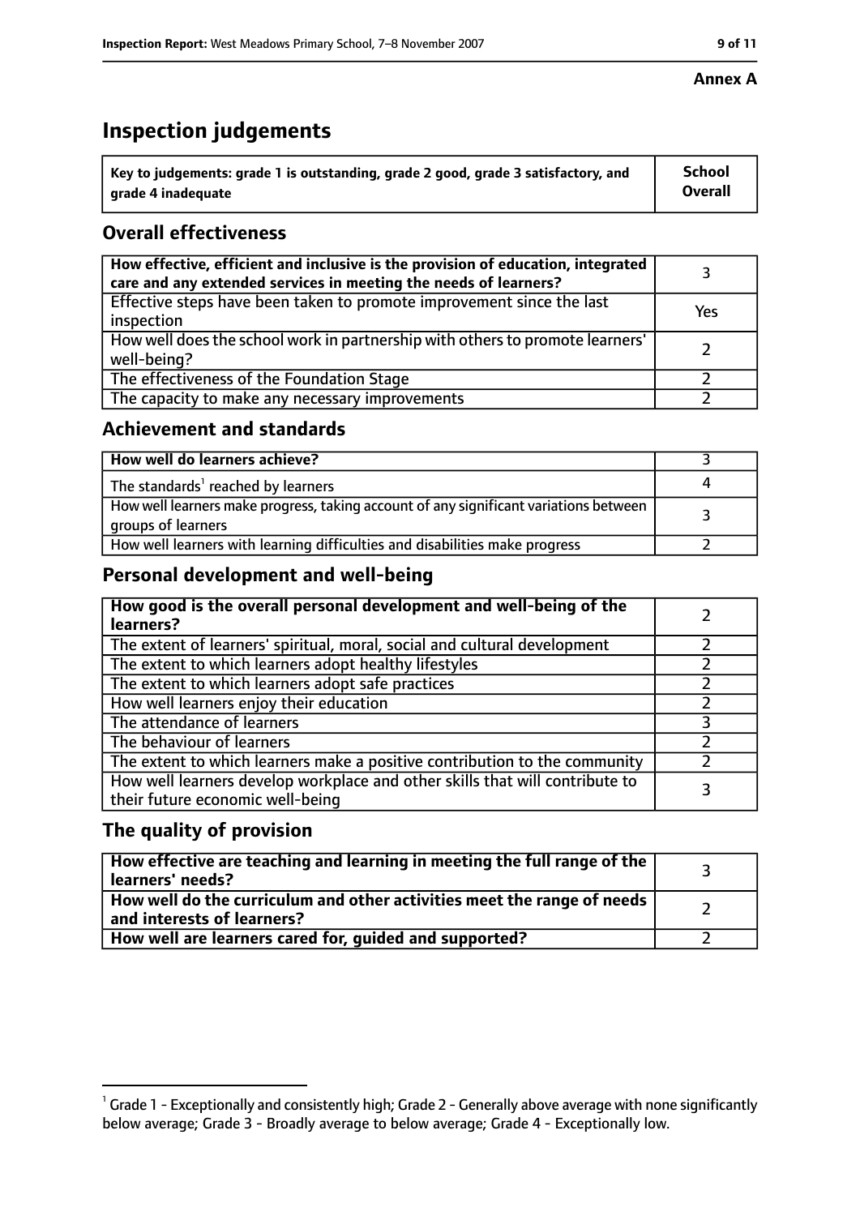**Annex A**

# Inspection judgements

| Key to judgements: grade 1 is outstanding, grade 2 good, grade 3 satisfactory, and grade 4 inadequate | School Overall |
|---|---|

## Overall effectiveness

| | |
|---|---|
| How effective, efficient and inclusive is the provision of education, integrated care and any extended services in meeting the needs of learners? | 3 |
| Effective steps have been taken to promote improvement since the last inspection | Yes |
| How well does the school work in partnership with others to promote learners' well-being? | 2 |
| The effectiveness of the Foundation Stage | 2 |
| The capacity to make any necessary improvements | 2 |

## Achievement and standards

| | |
|---|---|
| **How well do learners achieve?** | 3 |
| The standards[1] reached by learners | 4 |
| How well learners make progress, taking account of any significant variations between groups of learners | 3 |
| How well learners with learning difficulties and disabilities make progress | 2 |

## Personal development and well-being

| | |
|---|---|
| **How good is the overall personal development and well-being of the learners?** | 2 |
| The extent of learners' spiritual, moral, social and cultural development | 2 |
| The extent to which learners adopt healthy lifestyles | 2 |
| The extent to which learners adopt safe practices | 2 |
| How well learners enjoy their education | 2 |
| The attendance of learners | 3 |
| The behaviour of learners | 2 |
| The extent to which learners make a positive contribution to the community | 2 |
| How well learners develop workplace and other skills that will contribute to their future economic well-being | 3 |

## The quality of provision

| | |
|---|---|
| **How effective are teaching and learning in meeting the full range of the learners' needs?** | 3 |
| **How well do the curriculum and other activities meet the range of needs and interests of learners?** | 2 |
| **How well are learners cared for, guided and supported?** | 2 |

[1] Grade 1 - Exceptionally and consistently high; Grade 2 - Generally above average with none significantly below average; Grade 3 - Broadly average to below average; Grade 4 - Exceptionally low.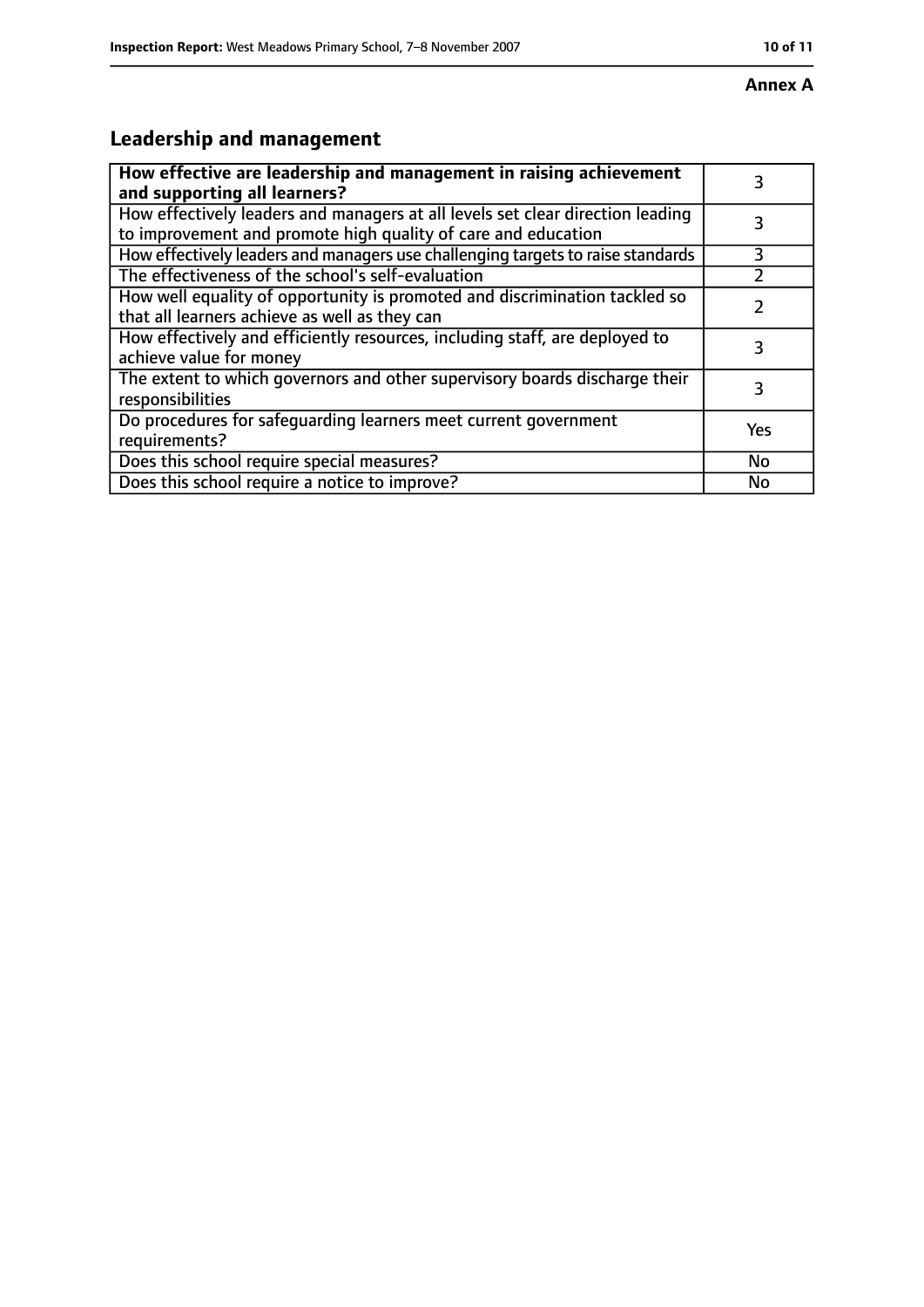**Annex A**

## Leadership and management

| How effective are leadership and management in raising achievement and supporting all learners? | 3 |
| --- | --- |
| How effectively leaders and managers at all levels set clear direction leading to improvement and promote high quality of care and education | 3 |
| How effectively leaders and managers use challenging targets to raise standards | 3 |
| The effectiveness of the school's self-evaluation | 2 |
| How well equality of opportunity is promoted and discrimination tackled so that all learners achieve as well as they can | 2 |
| How effectively and efficiently resources, including staff, are deployed to achieve value for money | 3 |
| The extent to which governors and other supervisory boards discharge their responsibilities | 3 |
| Do procedures for safeguarding learners meet current government requirements? | Yes |
| Does this school require special measures? | No |
| Does this school require a notice to improve? | No |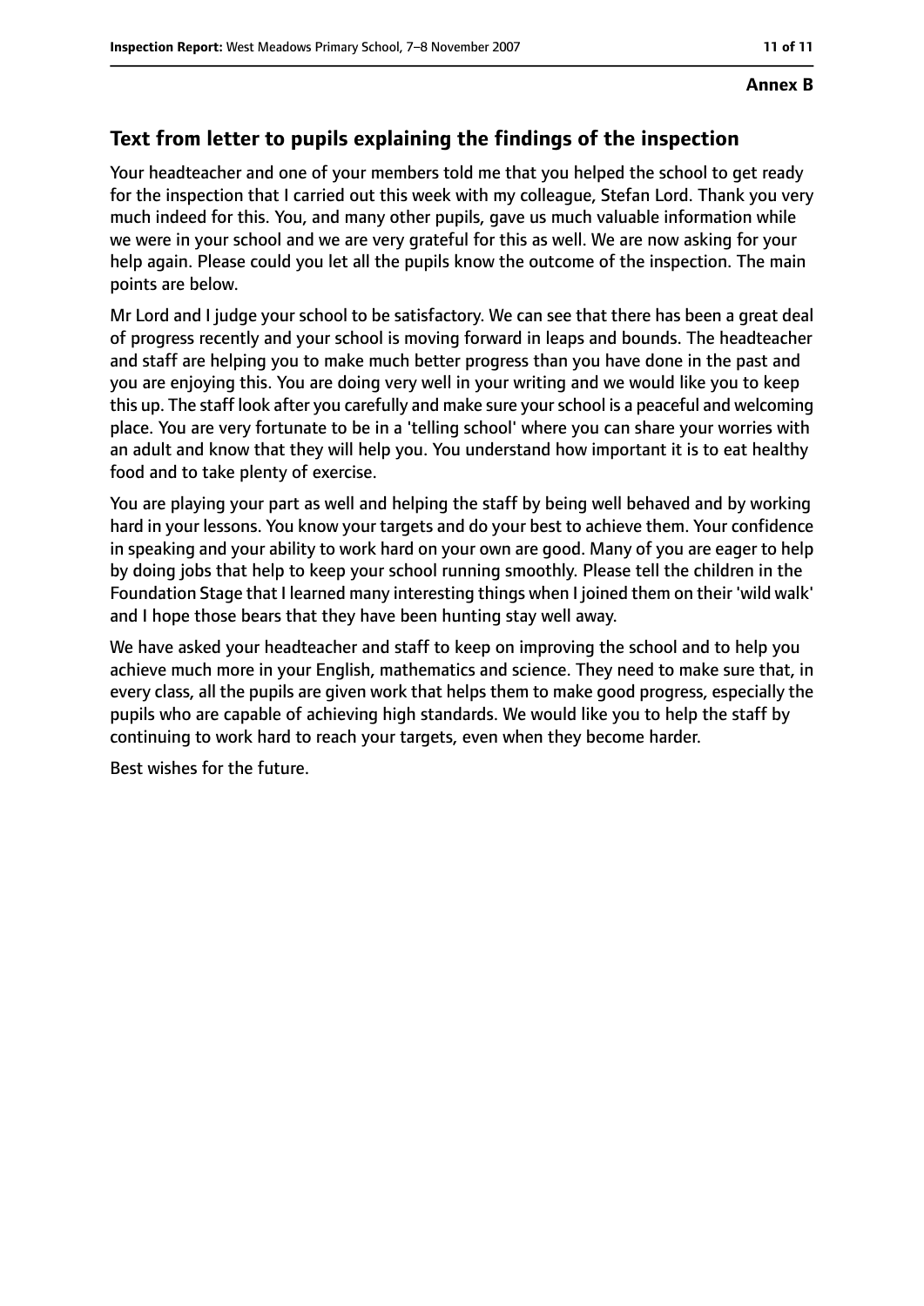**Annex B**

## Text from letter to pupils explaining the findings of the inspection

Your headteacher and one of your members told me that you helped the school to get ready for the inspection that I carried out this week with my colleague, Stefan Lord. Thank you very much indeed for this. You, and many other pupils, gave us much valuable information while we were in your school and we are very grateful for this as well. We are now asking for your help again. Please could you let all the pupils know the outcome of the inspection. The main points are below.

Mr Lord and I judge your school to be satisfactory. We can see that there has been a great deal of progress recently and your school is moving forward in leaps and bounds. The headteacher and staff are helping you to make much better progress than you have done in the past and you are enjoying this. You are doing very well in your writing and we would like you to keep this up. The staff look after you carefully and make sure your school is a peaceful and welcoming place. You are very fortunate to be in a 'telling school' where you can share your worries with an adult and know that they will help you. You understand how important it is to eat healthy food and to take plenty of exercise.

You are playing your part as well and helping the staff by being well behaved and by working hard in your lessons. You know your targets and do your best to achieve them. Your confidence in speaking and your ability to work hard on your own are good. Many of you are eager to help by doing jobs that help to keep your school running smoothly. Please tell the children in the Foundation Stage that I learned many interesting things when I joined them on their 'wild walk' and I hope those bears that they have been hunting stay well away.

We have asked your headteacher and staff to keep on improving the school and to help you achieve much more in your English, mathematics and science. They need to make sure that, in every class, all the pupils are given work that helps them to make good progress, especially the pupils who are capable of achieving high standards. We would like you to help the staff by continuing to work hard to reach your targets, even when they become harder.

Best wishes for the future.